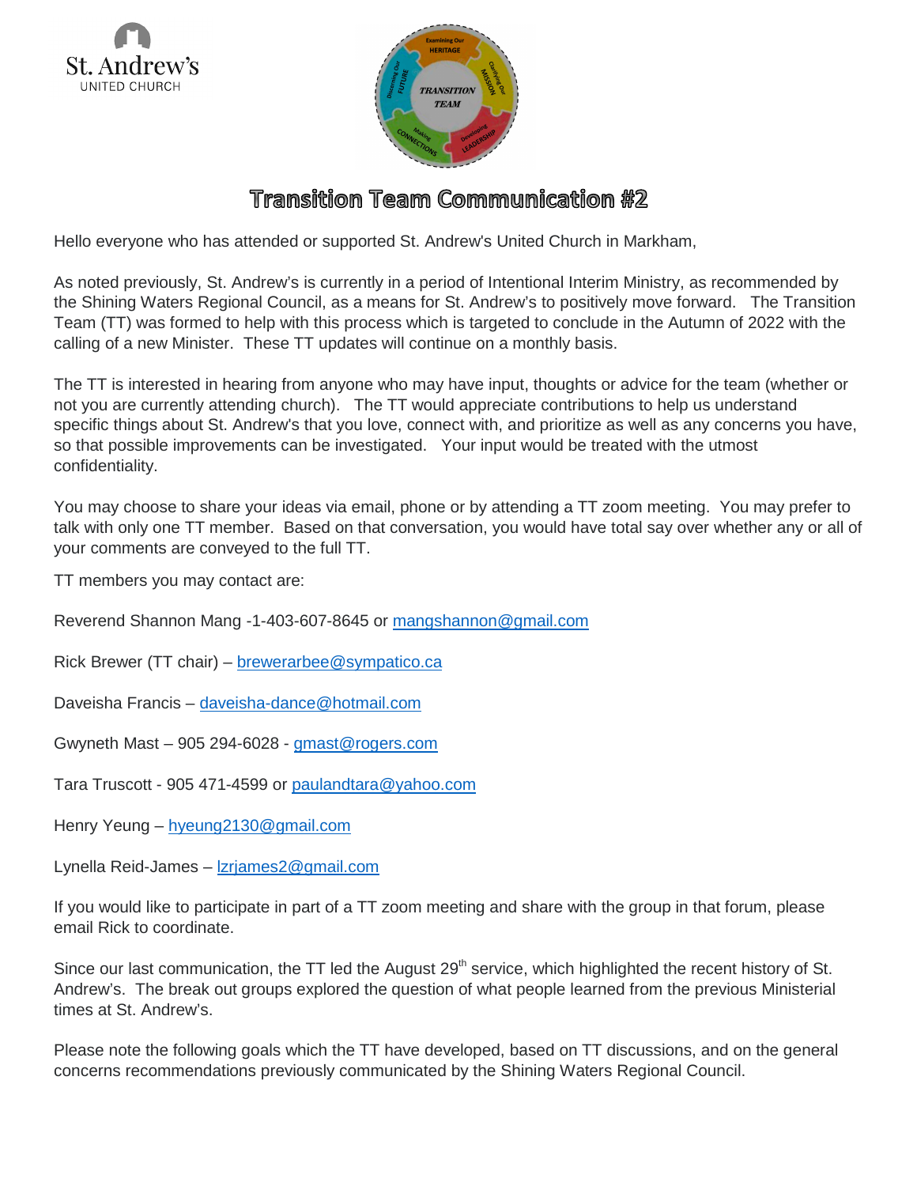St. Andrew's
UNITED CHURCH

# Transition Team Communication #2

Hello everyone who has attended or supported St. Andrew's United Church in Markham,

As noted previously, St. Andrew's is currently in a period of Intentional Interim Ministry, as recommended by the Shining Waters Regional Council, as a means for St. Andrew's to positively move forward. The Transition Team (TT) was formed to help with this process which is targeted to conclude in the Autumn of 2022 with the calling of a new Minister. These TT updates will continue on a monthly basis.

The TT is interested in hearing from anyone who may have input, thoughts or advice for the team (whether or not you are currently attending church). The TT would appreciate contributions to help us understand specific things about St. Andrew's that you love, connect with, and prioritize as well as any concerns you have, so that possible improvements can be investigated. Your input would be treated with the utmost confidentiality.

You may choose to share your ideas via email, phone or by attending a TT zoom meeting. You may prefer to talk with only one TT member. Based on that conversation, you would have total say over whether any or all of your comments are conveyed to the full TT.

TT members you may contact are:

Reverend Shannon Mang -1-403-607-8645 or mangshannon@gmail.com

Rick Brewer (TT chair) – brewerarbee@sympatico.ca

Daveisha Francis – daveisha-dance@hotmail.com

Gwyneth Mast – 905 294-6028 - gmast@rogers.com

Tara Truscott - 905 471-4599 or paulandtara@yahoo.com

Henry Yeung – hyeung2130@gmail.com

Lynella Reid-James – lzrjames2@gmail.com

If you would like to participate in part of a TT zoom meeting and share with the group in that forum, please email Rick to coordinate.

Since our last communication, the TT led the August 29th service, which highlighted the recent history of St. Andrew's. The break out groups explored the question of what people learned from the previous Ministerial times at St. Andrew's.

Please note the following goals which the TT have developed, based on TT discussions, and on the general concerns recommendations previously communicated by the Shining Waters Regional Council.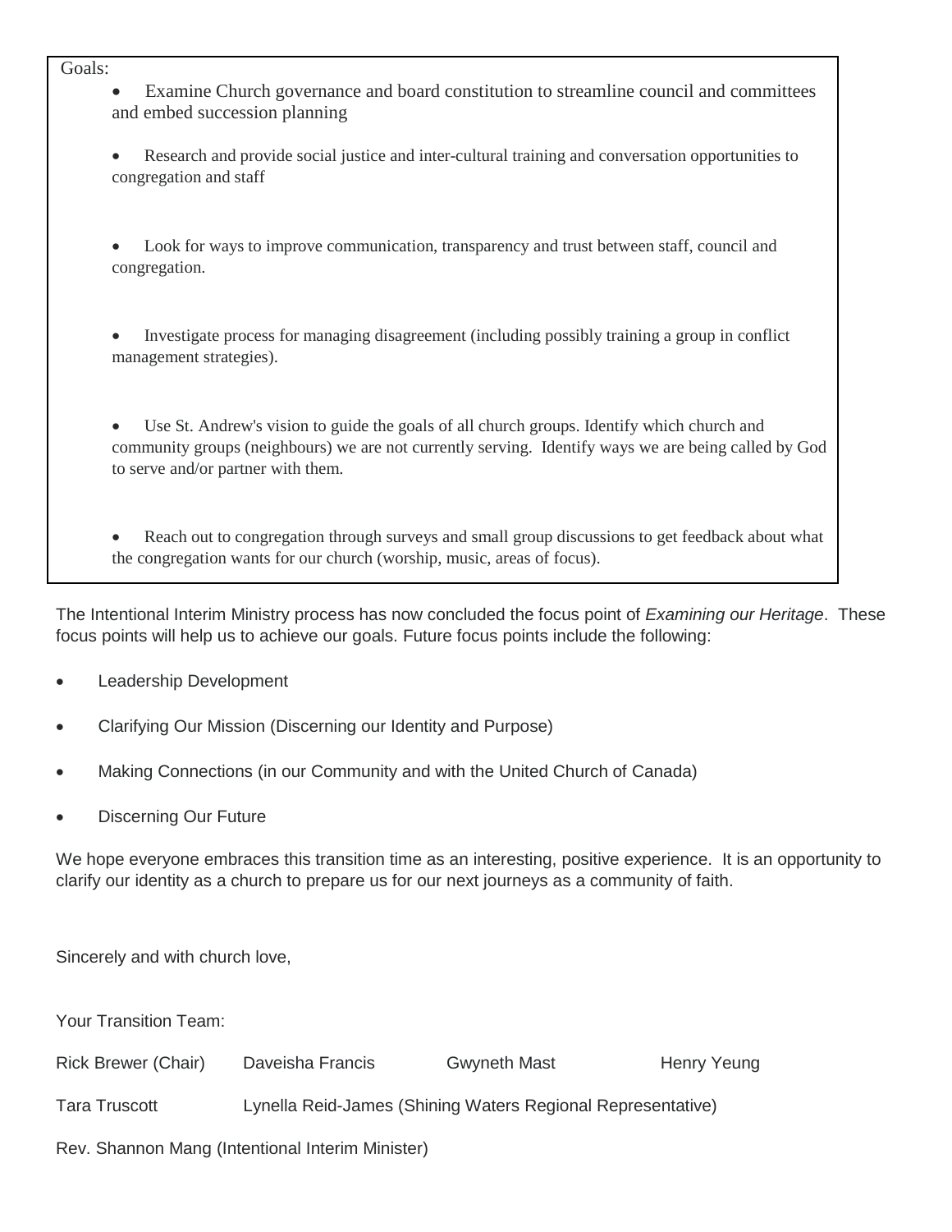Goals:

- Examine Church governance and board constitution to streamline council and committees and embed succession planning
- Research and provide social justice and inter-cultural training and conversation opportunities to congregation and staff
- Look for ways to improve communication, transparency and trust between staff, council and congregation.
- Investigate process for managing disagreement (including possibly training a group in conflict management strategies).
- Use St. Andrew's vision to guide the goals of all church groups. Identify which church and community groups (neighbours) we are not currently serving. Identify ways we are being called by God to serve and/or partner with them.
- Reach out to congregation through surveys and small group discussions to get feedback about what the congregation wants for our church (worship, music, areas of focus).

The Intentional Interim Ministry process has now concluded the focus point of *Examining our Heritage*. These focus points will help us to achieve our goals. Future focus points include the following:

- Leadership Development
- Clarifying Our Mission (Discerning our Identity and Purpose)
- Making Connections (in our Community and with the United Church of Canada)
- Discerning Our Future

We hope everyone embraces this transition time as an interesting, positive experience. It is an opportunity to clarify our identity as a church to prepare us for our next journeys as a community of faith.

Sincerely and with church love,

Your Transition Team:

Rick Brewer (Chair) Daveisha Francis Gwyneth Mast Henry Yeung

Tara Truscott Lynella Reid-James (Shining Waters Regional Representative)

Rev. Shannon Mang (Intentional Interim Minister)